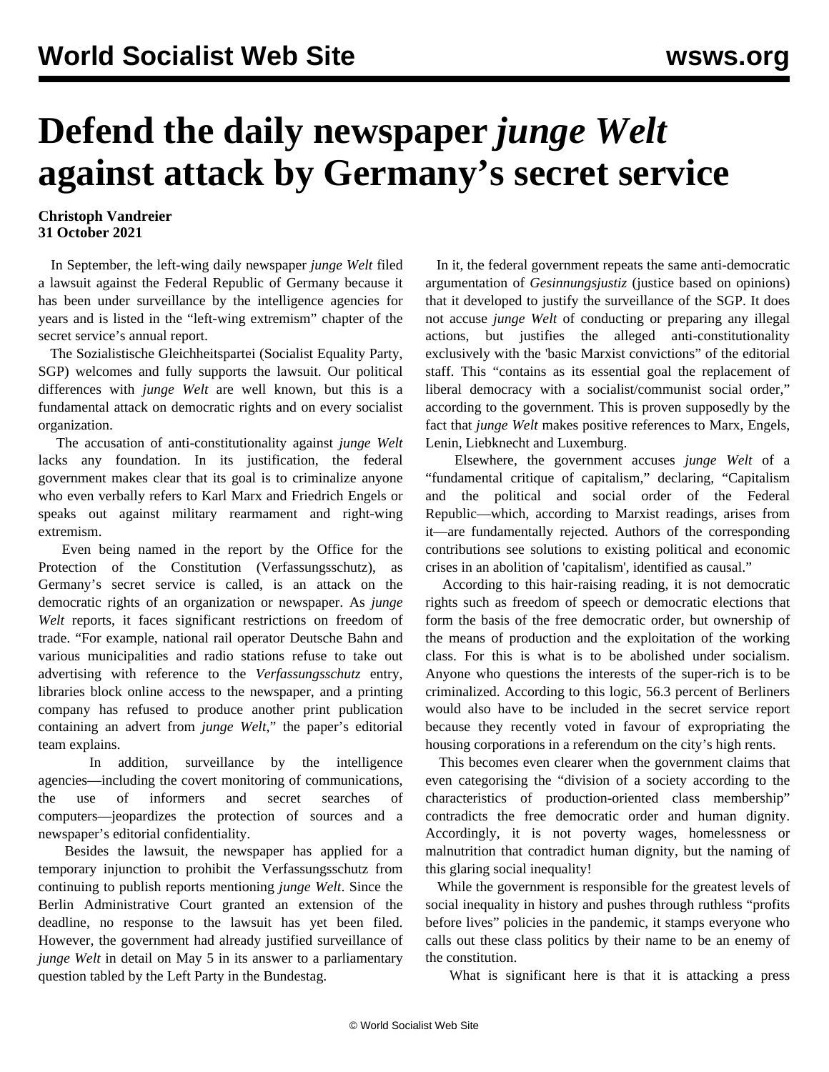# Defend the daily newspaper *junge Welt* against attack by Germany's secret service

**Christoph Vandreier**
**31 October 2021**

In September, the left-wing daily newspaper *junge Welt* filed a lawsuit against the Federal Republic of Germany because it has been under surveillance by the intelligence agencies for years and is listed in the "left-wing extremism" chapter of the secret service's annual report.

The Sozialistische Gleichheitspartei (Socialist Equality Party, SGP) welcomes and fully supports the lawsuit. Our political differences with *junge Welt* are well known, but this is a fundamental attack on democratic rights and on every socialist organization.

The accusation of anti-constitutionality against *junge Welt* lacks any foundation. In its justification, the federal government makes clear that its goal is to criminalize anyone who even verbally refers to Karl Marx and Friedrich Engels or speaks out against military rearmament and right-wing extremism.

Even being named in the report by the Office for the Protection of the Constitution (Verfassungsschutz), as Germany's secret service is called, is an attack on the democratic rights of an organization or newspaper. As *junge Welt* reports, it faces significant restrictions on freedom of trade. "For example, national rail operator Deutsche Bahn and various municipalities and radio stations refuse to take out advertising with reference to the *Verfassungsschutz* entry, libraries block online access to the newspaper, and a printing company has refused to produce another print publication containing an advert from *junge Welt*," the paper's editorial team explains.

In addition, surveillance by the intelligence agencies—including the covert monitoring of communications, the use of informers and secret searches of computers—jeopardizes the protection of sources and a newspaper's editorial confidentiality.

Besides the lawsuit, the newspaper has applied for a temporary injunction to prohibit the Verfassungsschutz from continuing to publish reports mentioning *junge Welt*. Since the Berlin Administrative Court granted an extension of the deadline, no response to the lawsuit has yet been filed. However, the government had already justified surveillance of *junge Welt* in detail on May 5 in its answer to a parliamentary question tabled by the Left Party in the Bundestag.

In it, the federal government repeats the same anti-democratic argumentation of *Gesinnungsjustiz* (justice based on opinions) that it developed to justify the surveillance of the SGP. It does not accuse *junge Welt* of conducting or preparing any illegal actions, but justifies the alleged anti-constitutionality exclusively with the 'basic Marxist convictions" of the editorial staff. This "contains as its essential goal the replacement of liberal democracy with a socialist/communist social order," according to the government. This is proven supposedly by the fact that *junge Welt* makes positive references to Marx, Engels, Lenin, Liebknecht and Luxemburg.

Elsewhere, the government accuses *junge Welt* of a "fundamental critique of capitalism," declaring, "Capitalism and the political and social order of the Federal Republic—which, according to Marxist readings, arises from it—are fundamentally rejected. Authors of the corresponding contributions see solutions to existing political and economic crises in an abolition of 'capitalism', identified as causal."

According to this hair-raising reading, it is not democratic rights such as freedom of speech or democratic elections that form the basis of the free democratic order, but ownership of the means of production and the exploitation of the working class. For this is what is to be abolished under socialism. Anyone who questions the interests of the super-rich is to be criminalized. According to this logic, 56.3 percent of Berliners would also have to be included in the secret service report because they recently voted in favour of expropriating the housing corporations in a referendum on the city's high rents.

This becomes even clearer when the government claims that even categorising the "division of a society according to the characteristics of production-oriented class membership" contradicts the free democratic order and human dignity. Accordingly, it is not poverty wages, homelessness or malnutrition that contradict human dignity, but the naming of this glaring social inequality!

While the government is responsible for the greatest levels of social inequality in history and pushes through ruthless "profits before lives" policies in the pandemic, it stamps everyone who calls out these class politics by their name to be an enemy of the constitution.

What is significant here is that it is attacking a press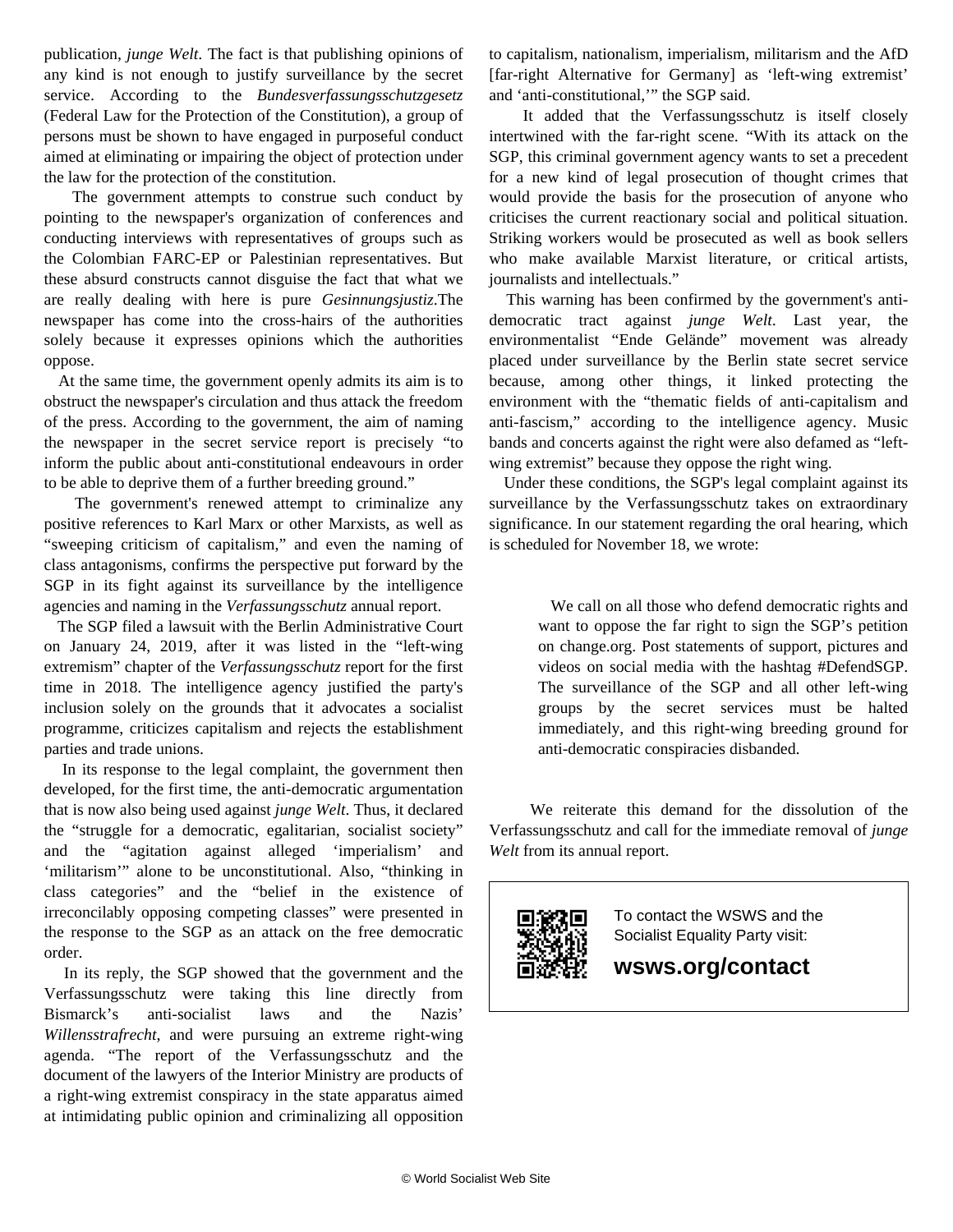publication, *junge Welt*. The fact is that publishing opinions of any kind is not enough to justify surveillance by the secret service. According to the *Bundesverfassungsschutzgesetz* (Federal Law for the Protection of the Constitution), a group of persons must be shown to have engaged in purposeful conduct aimed at eliminating or impairing the object of protection under the law for the protection of the constitution.

The government attempts to construe such conduct by pointing to the newspaper's organization of conferences and conducting interviews with representatives of groups such as the Colombian FARC-EP or Palestinian representatives. But these absurd constructs cannot disguise the fact that what we are really dealing with here is pure *Gesinnungsjustiz*.The newspaper has come into the cross-hairs of the authorities solely because it expresses opinions which the authorities oppose.

At the same time, the government openly admits its aim is to obstruct the newspaper's circulation and thus attack the freedom of the press. According to the government, the aim of naming the newspaper in the secret service report is precisely "to inform the public about anti-constitutional endeavours in order to be able to deprive them of a further breeding ground."

The government's renewed attempt to criminalize any positive references to Karl Marx or other Marxists, as well as "sweeping criticism of capitalism," and even the naming of class antagonisms, confirms the perspective put forward by the SGP in its fight against its surveillance by the intelligence agencies and naming in the *Verfassungsschutz* annual report.

The SGP filed a lawsuit with the Berlin Administrative Court on January 24, 2019, after it was listed in the "left-wing extremism" chapter of the *Verfassungsschutz* report for the first time in 2018. The intelligence agency justified the party's inclusion solely on the grounds that it advocates a socialist programme, criticizes capitalism and rejects the establishment parties and trade unions.

In its response to the legal complaint, the government then developed, for the first time, the anti-democratic argumentation that is now also being used against *junge Welt*. Thus, it declared the "struggle for a democratic, egalitarian, socialist society" and the "agitation against alleged 'imperialism' and 'militarism'" alone to be unconstitutional. Also, "thinking in class categories" and the "belief in the existence of irreconcilably opposing competing classes" were presented in the response to the SGP as an attack on the free democratic order.

In its reply, the SGP showed that the government and the Verfassungsschutz were taking this line directly from Bismarck's anti-socialist laws and the Nazis' *Willensstrafrecht*, and were pursuing an extreme right-wing agenda. "The report of the Verfassungsschutz and the document of the lawyers of the Interior Ministry are products of a right-wing extremist conspiracy in the state apparatus aimed at intimidating public opinion and criminalizing all opposition to capitalism, nationalism, imperialism, militarism and the AfD [far-right Alternative for Germany] as 'left-wing extremist' and 'anti-constitutional,'" the SGP said.

It added that the Verfassungsschutz is itself closely intertwined with the far-right scene. "With its attack on the SGP, this criminal government agency wants to set a precedent for a new kind of legal prosecution of thought crimes that would provide the basis for the prosecution of anyone who criticises the current reactionary social and political situation. Striking workers would be prosecuted as well as book sellers who make available Marxist literature, or critical artists, journalists and intellectuals."

This warning has been confirmed by the government's anti-democratic tract against *junge Welt*. Last year, the environmentalist "Ende Gelände" movement was already placed under surveillance by the Berlin state secret service because, among other things, it linked protecting the environment with the "thematic fields of anti-capitalism and anti-fascism," according to the intelligence agency. Music bands and concerts against the right were also defamed as "left-wing extremist" because they oppose the right wing.

Under these conditions, the SGP's legal complaint against its surveillance by the Verfassungsschutz takes on extraordinary significance. In our statement regarding the oral hearing, which is scheduled for November 18, we wrote:

> We call on all those who defend democratic rights and want to oppose the far right to sign the SGP's petition on change.org. Post statements of support, pictures and videos on social media with the hashtag #DefendSGP. The surveillance of the SGP and all other left-wing groups by the secret services must be halted immediately, and this right-wing breeding ground for anti-democratic conspiracies disbanded.

We reiterate this demand for the dissolution of the Verfassungsschutz and call for the immediate removal of *junge Welt* from its annual report.

To contact the WSWS and the Socialist Equality Party visit:

**wsws.org/contact**